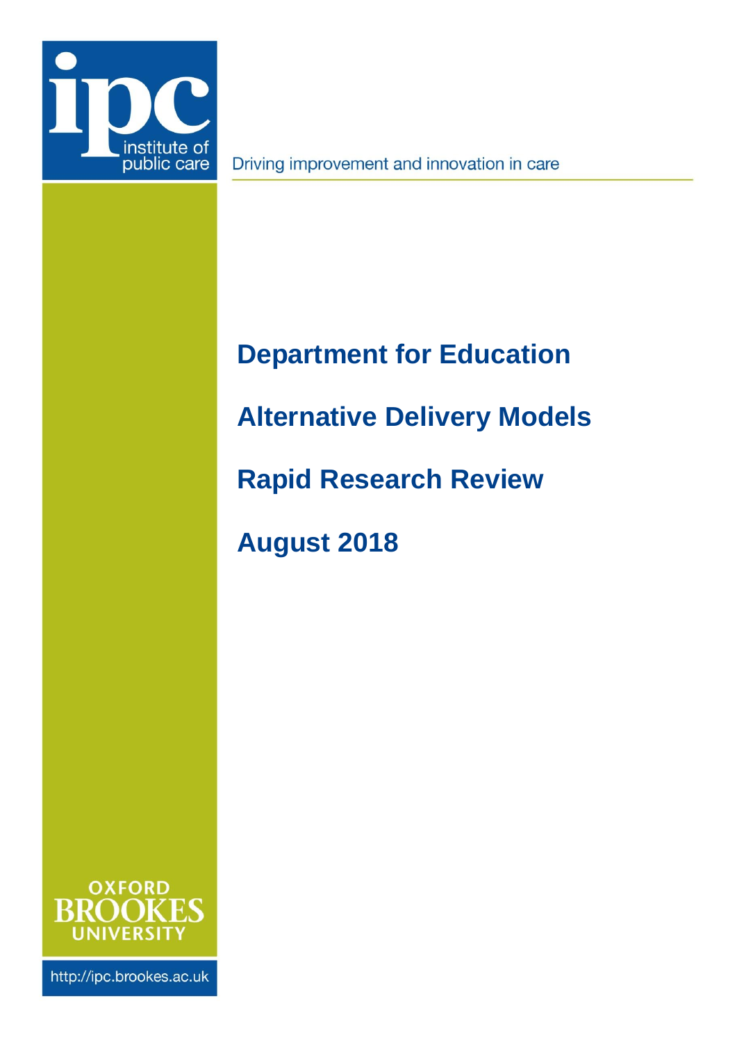ipc institute of public care

Driving improvement and innovation in care

# Department for Education

# Alternative Delivery Models

# Rapid Research Review

# August 2018

OXFORD BROOKES UNIVERSITY

http://ipc.brookes.ac.uk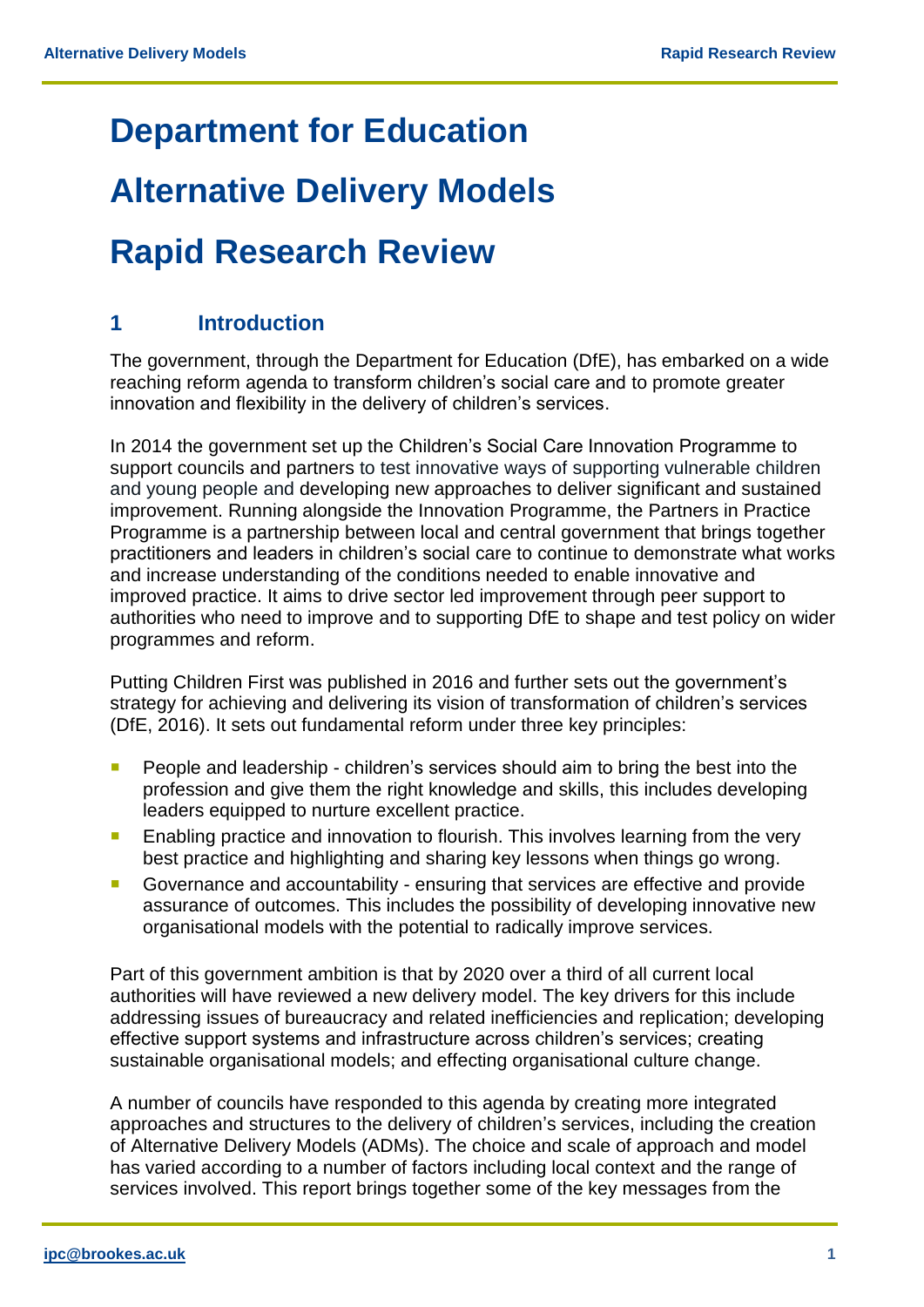# Department for Education

# Alternative Delivery Models

# Rapid Research Review

## 1 Introduction

The government, through the Department for Education (DfE), has embarked on a wide reaching reform agenda to transform children's social care and to promote greater innovation and flexibility in the delivery of children's services.

In 2014 the government set up the Children's Social Care Innovation Programme to support councils and partners to test innovative ways of supporting vulnerable children and young people and developing new approaches to deliver significant and sustained improvement. Running alongside the Innovation Programme, the Partners in Practice Programme is a partnership between local and central government that brings together practitioners and leaders in children's social care to continue to demonstrate what works and increase understanding of the conditions needed to enable innovative and improved practice. It aims to drive sector led improvement through peer support to authorities who need to improve and to supporting DfE to shape and test policy on wider programmes and reform.

Putting Children First was published in 2016 and further sets out the government's strategy for achieving and delivering its vision of transformation of children's services (DfE, 2016). It sets out fundamental reform under three key principles:

- People and leadership - children's services should aim to bring the best into the profession and give them the right knowledge and skills, this includes developing leaders equipped to nurture excellent practice.
- Enabling practice and innovation to flourish. This involves learning from the very best practice and highlighting and sharing key lessons when things go wrong.
- Governance and accountability - ensuring that services are effective and provide assurance of outcomes. This includes the possibility of developing innovative new organisational models with the potential to radically improve services.

Part of this government ambition is that by 2020 over a third of all current local authorities will have reviewed a new delivery model. The key drivers for this include addressing issues of bureaucracy and related inefficiencies and replication; developing effective support systems and infrastructure across children's services; creating sustainable organisational models; and effecting organisational culture change.

A number of councils have responded to this agenda by creating more integrated approaches and structures to the delivery of children's services, including the creation of Alternative Delivery Models (ADMs). The choice and scale of approach and model has varied according to a number of factors including local context and the range of services involved. This report brings together some of the key messages from the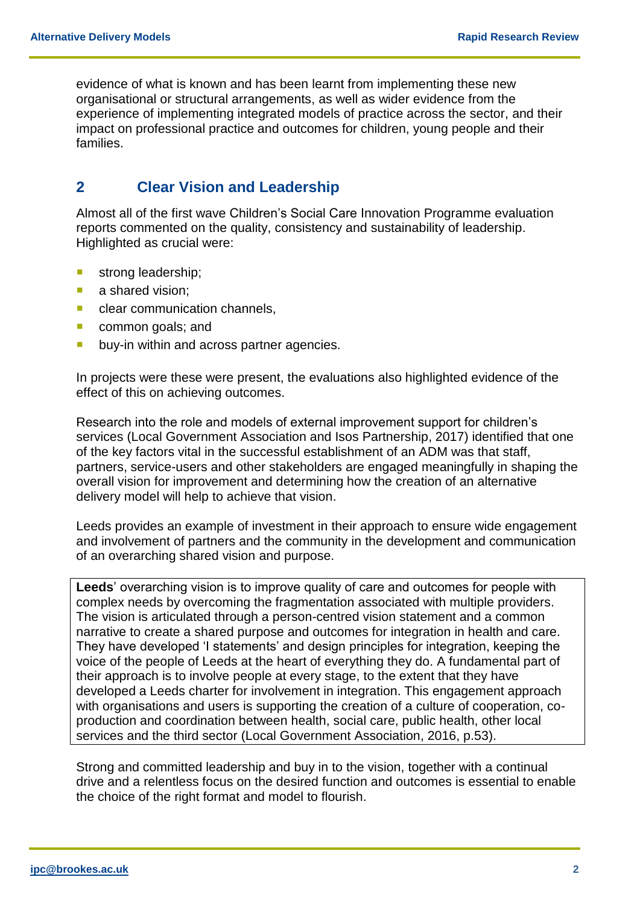evidence of what is known and has been learnt from implementing these new organisational or structural arrangements, as well as wider evidence from the experience of implementing integrated models of practice across the sector, and their impact on professional practice and outcomes for children, young people and their families.

## 2 Clear Vision and Leadership

Almost all of the first wave Children's Social Care Innovation Programme evaluation reports commented on the quality, consistency and sustainability of leadership. Highlighted as crucial were:

- strong leadership;
- a shared vision;
- clear communication channels,
- common goals; and
- buy-in within and across partner agencies.

In projects were these were present, the evaluations also highlighted evidence of the effect of this on achieving outcomes.

Research into the role and models of external improvement support for children's services (Local Government Association and Isos Partnership, 2017) identified that one of the key factors vital in the successful establishment of an ADM was that staff, partners, service-users and other stakeholders are engaged meaningfully in shaping the overall vision for improvement and determining how the creation of an alternative delivery model will help to achieve that vision.

Leeds provides an example of investment in their approach to ensure wide engagement and involvement of partners and the community in the development and communication of an overarching shared vision and purpose.

> **Leeds**' overarching vision is to improve quality of care and outcomes for people with complex needs by overcoming the fragmentation associated with multiple providers. The vision is articulated through a person-centred vision statement and a common narrative to create a shared purpose and outcomes for integration in health and care. They have developed 'I statements' and design principles for integration, keeping the voice of the people of Leeds at the heart of everything they do. A fundamental part of their approach is to involve people at every stage, to the extent that they have developed a Leeds charter for involvement in integration. This engagement approach with organisations and users is supporting the creation of a culture of cooperation, co-production and coordination between health, social care, public health, other local services and the third sector (Local Government Association, 2016, p.53).

Strong and committed leadership and buy in to the vision, together with a continual drive and a relentless focus on the desired function and outcomes is essential to enable the choice of the right format and model to flourish.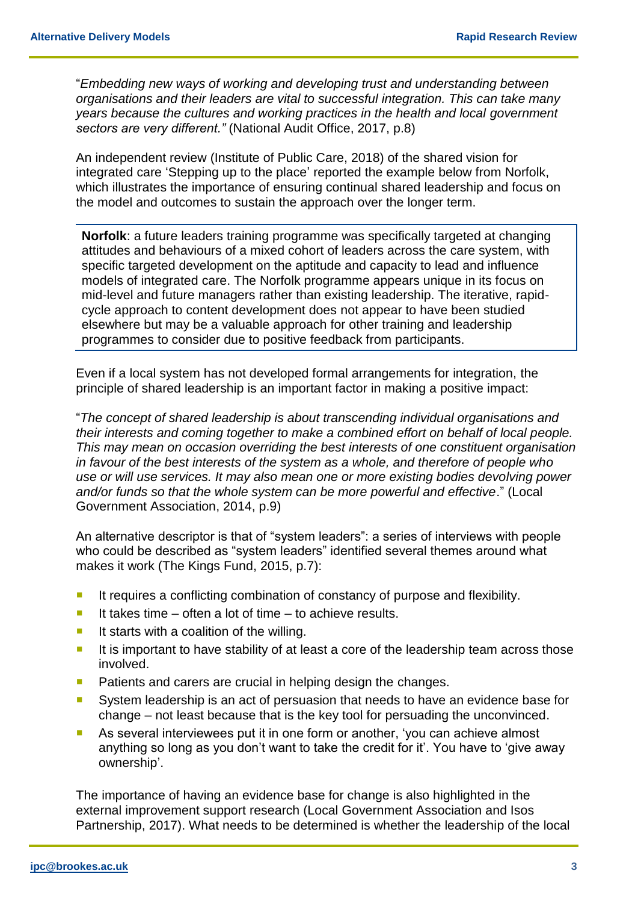"*Embedding new ways of working and developing trust and understanding between organisations and their leaders are vital to successful integration. This can take many years because the cultures and working practices in the health and local government sectors are very different."* (National Audit Office, 2017, p.8)

An independent review (Institute of Public Care, 2018) of the shared vision for integrated care 'Stepping up to the place' reported the example below from Norfolk, which illustrates the importance of ensuring continual shared leadership and focus on the model and outcomes to sustain the approach over the longer term.

> **Norfolk**: a future leaders training programme was specifically targeted at changing attitudes and behaviours of a mixed cohort of leaders across the care system, with specific targeted development on the aptitude and capacity to lead and influence models of integrated care. The Norfolk programme appears unique in its focus on mid-level and future managers rather than existing leadership. The iterative, rapid-cycle approach to content development does not appear to have been studied elsewhere but may be a valuable approach for other training and leadership programmes to consider due to positive feedback from participants.

Even if a local system has not developed formal arrangements for integration, the principle of shared leadership is an important factor in making a positive impact:

"*The concept of shared leadership is about transcending individual organisations and their interests and coming together to make a combined effort on behalf of local people. This may mean on occasion overriding the best interests of one constituent organisation in favour of the best interests of the system as a whole, and therefore of people who use or will use services. It may also mean one or more existing bodies devolving power and/or funds so that the whole system can be more powerful and effective*." (Local Government Association, 2014, p.9)

An alternative descriptor is that of "system leaders": a series of interviews with people who could be described as "system leaders" identified several themes around what makes it work (The Kings Fund, 2015, p.7):

- It requires a conflicting combination of constancy of purpose and flexibility.
- It takes time – often a lot of time – to achieve results.
- It starts with a coalition of the willing.
- It is important to have stability of at least a core of the leadership team across those involved.
- Patients and carers are crucial in helping design the changes.
- System leadership is an act of persuasion that needs to have an evidence base for change – not least because that is the key tool for persuading the unconvinced.
- As several interviewees put it in one form or another, 'you can achieve almost anything so long as you don't want to take the credit for it'. You have to 'give away ownership'.

The importance of having an evidence base for change is also highlighted in the external improvement support research (Local Government Association and Isos Partnership, 2017). What needs to be determined is whether the leadership of the local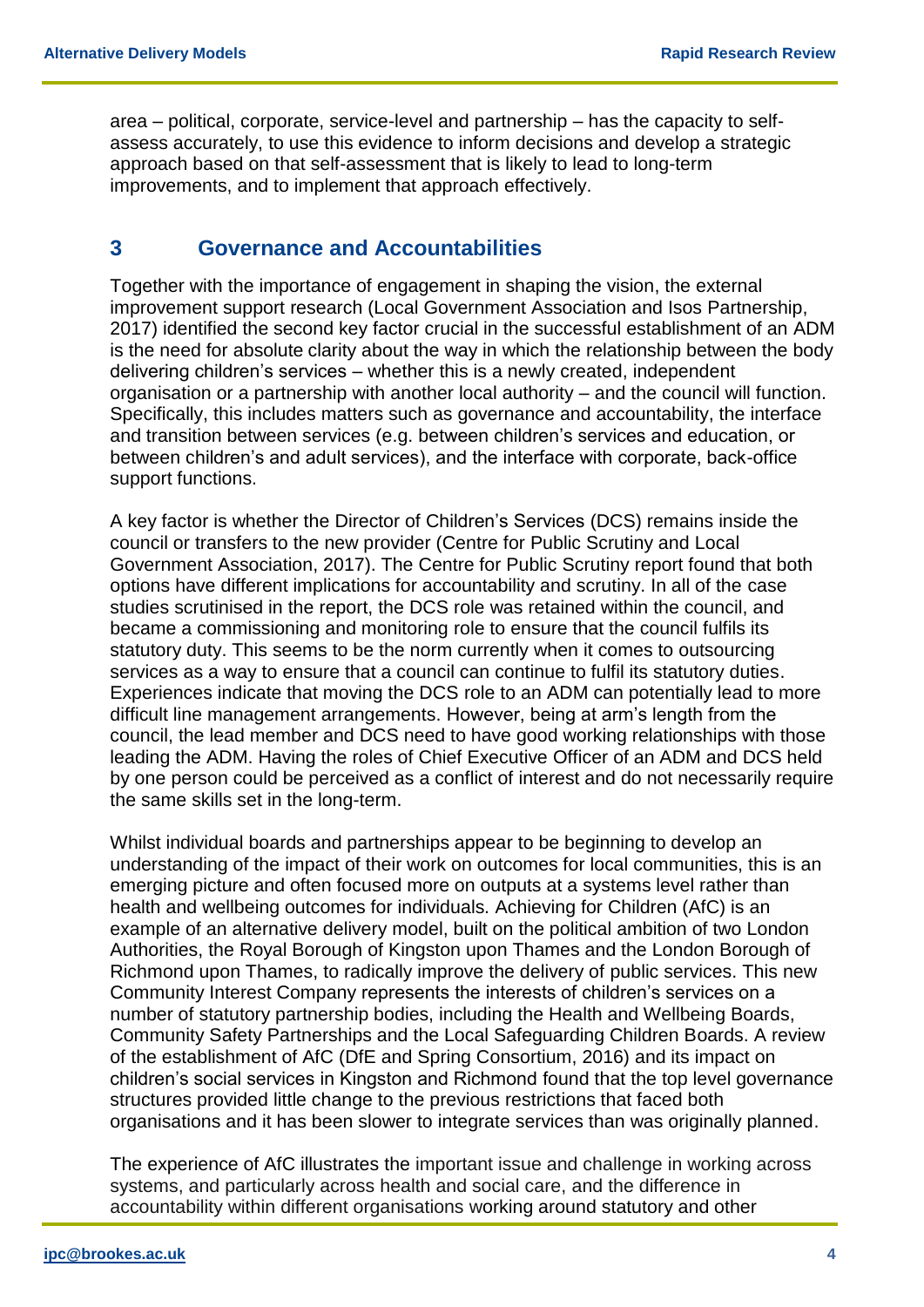area – political, corporate, service-level and partnership – has the capacity to self-assess accurately, to use this evidence to inform decisions and develop a strategic approach based on that self-assessment that is likely to lead to long-term improvements, and to implement that approach effectively.

## 3 Governance and Accountabilities

Together with the importance of engagement in shaping the vision, the external improvement support research (Local Government Association and Isos Partnership, 2017) identified the second key factor crucial in the successful establishment of an ADM is the need for absolute clarity about the way in which the relationship between the body delivering children's services – whether this is a newly created, independent organisation or a partnership with another local authority – and the council will function. Specifically, this includes matters such as governance and accountability, the interface and transition between services (e.g. between children's services and education, or between children's and adult services), and the interface with corporate, back-office support functions.

A key factor is whether the Director of Children's Services (DCS) remains inside the council or transfers to the new provider (Centre for Public Scrutiny and Local Government Association, 2017). The Centre for Public Scrutiny report found that both options have different implications for accountability and scrutiny. In all of the case studies scrutinised in the report, the DCS role was retained within the council, and became a commissioning and monitoring role to ensure that the council fulfils its statutory duty. This seems to be the norm currently when it comes to outsourcing services as a way to ensure that a council can continue to fulfil its statutory duties. Experiences indicate that moving the DCS role to an ADM can potentially lead to more difficult line management arrangements. However, being at arm's length from the council, the lead member and DCS need to have good working relationships with those leading the ADM. Having the roles of Chief Executive Officer of an ADM and DCS held by one person could be perceived as a conflict of interest and do not necessarily require the same skills set in the long-term.

Whilst individual boards and partnerships appear to be beginning to develop an understanding of the impact of their work on outcomes for local communities, this is an emerging picture and often focused more on outputs at a systems level rather than health and wellbeing outcomes for individuals. Achieving for Children (AfC) is an example of an alternative delivery model, built on the political ambition of two London Authorities, the Royal Borough of Kingston upon Thames and the London Borough of Richmond upon Thames, to radically improve the delivery of public services. This new Community Interest Company represents the interests of children's services on a number of statutory partnership bodies, including the Health and Wellbeing Boards, Community Safety Partnerships and the Local Safeguarding Children Boards. A review of the establishment of AfC (DfE and Spring Consortium, 2016) and its impact on children's social services in Kingston and Richmond found that the top level governance structures provided little change to the previous restrictions that faced both organisations and it has been slower to integrate services than was originally planned.

The experience of AfC illustrates the important issue and challenge in working across systems, and particularly across health and social care, and the difference in accountability within different organisations working around statutory and other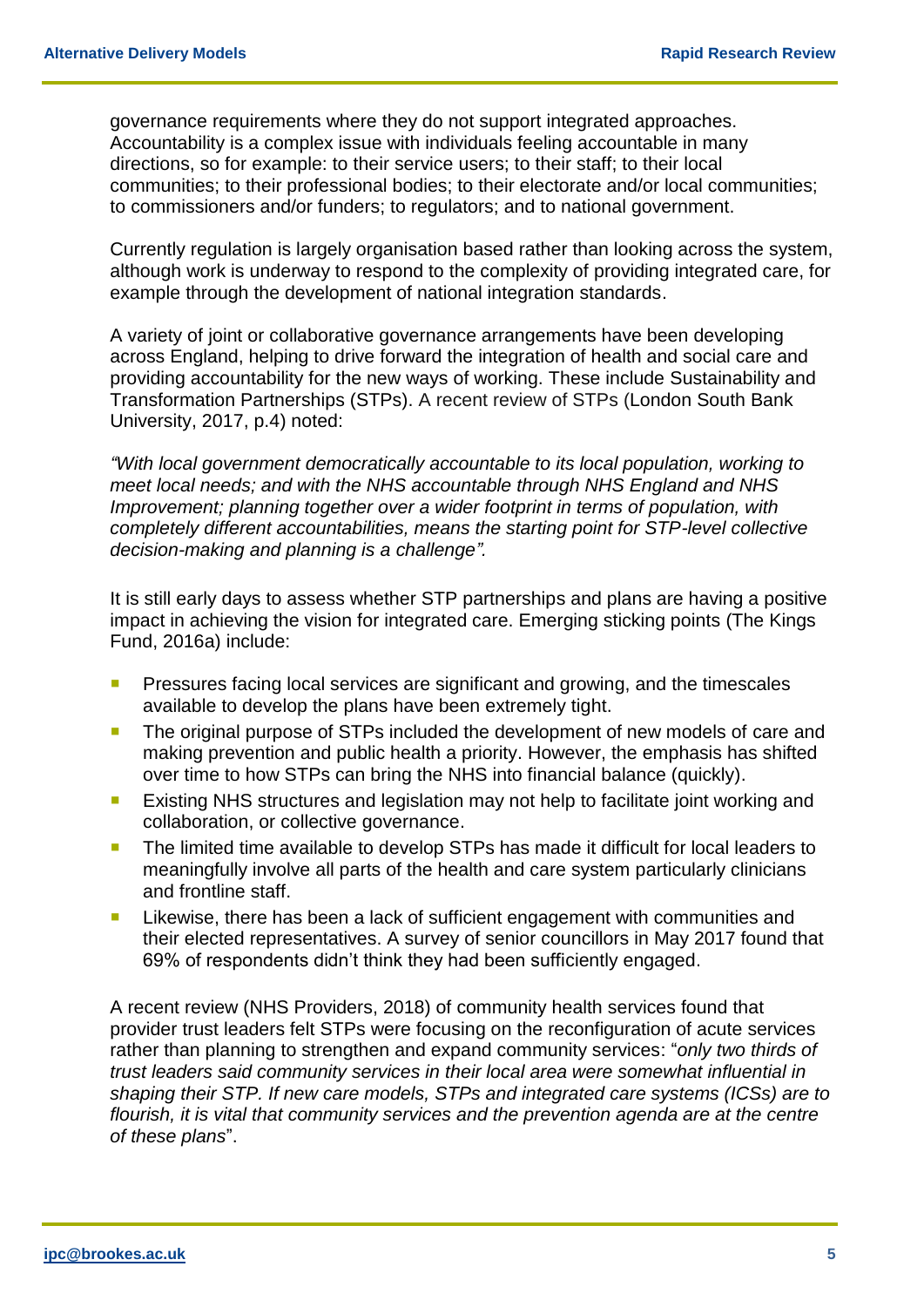governance requirements where they do not support integrated approaches. Accountability is a complex issue with individuals feeling accountable in many directions, so for example: to their service users; to their staff; to their local communities; to their professional bodies; to their electorate and/or local communities; to commissioners and/or funders; to regulators; and to national government.

Currently regulation is largely organisation based rather than looking across the system, although work is underway to respond to the complexity of providing integrated care, for example through the development of national integration standards.

A variety of joint or collaborative governance arrangements have been developing across England, helping to drive forward the integration of health and social care and providing accountability for the new ways of working. These include Sustainability and Transformation Partnerships (STPs). A recent review of STPs (London South Bank University, 2017, p.4) noted:

*"With local government democratically accountable to its local population, working to meet local needs; and with the NHS accountable through NHS England and NHS Improvement; planning together over a wider footprint in terms of population, with completely different accountabilities, means the starting point for STP-level collective decision-making and planning is a challenge".*

It is still early days to assess whether STP partnerships and plans are having a positive impact in achieving the vision for integrated care. Emerging sticking points (The Kings Fund, 2016a) include:

- Pressures facing local services are significant and growing, and the timescales available to develop the plans have been extremely tight.
- The original purpose of STPs included the development of new models of care and making prevention and public health a priority. However, the emphasis has shifted over time to how STPs can bring the NHS into financial balance (quickly).
- Existing NHS structures and legislation may not help to facilitate joint working and collaboration, or collective governance.
- The limited time available to develop STPs has made it difficult for local leaders to meaningfully involve all parts of the health and care system particularly clinicians and frontline staff.
- Likewise, there has been a lack of sufficient engagement with communities and their elected representatives. A survey of senior councillors in May 2017 found that 69% of respondents didn't think they had been sufficiently engaged.

A recent review (NHS Providers, 2018) of community health services found that provider trust leaders felt STPs were focusing on the reconfiguration of acute services rather than planning to strengthen and expand community services: "*only two thirds of trust leaders said community services in their local area were somewhat influential in shaping their STP. If new care models, STPs and integrated care systems (ICSs) are to flourish, it is vital that community services and the prevention agenda are at the centre of these plans*".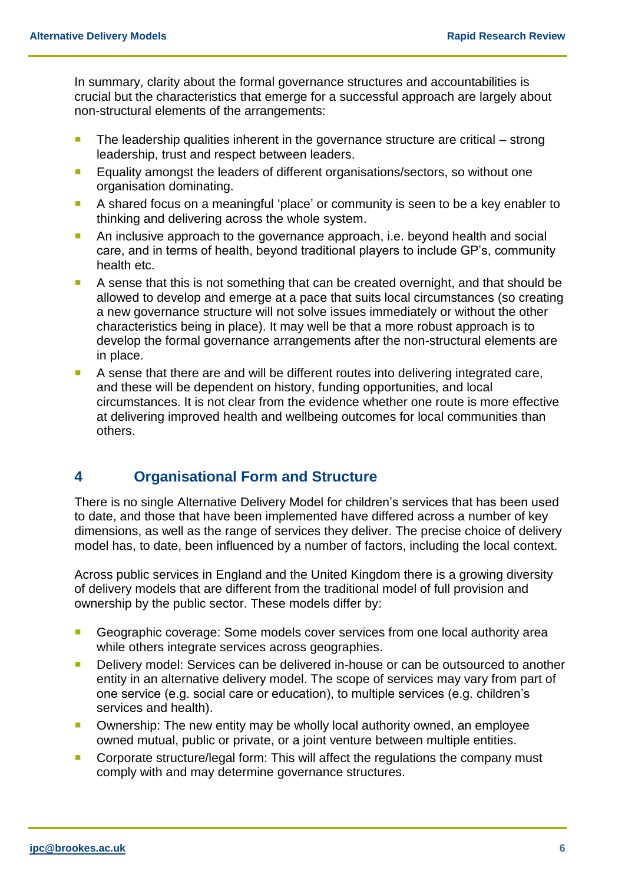In summary, clarity about the formal governance structures and accountabilities is crucial but the characteristics that emerge for a successful approach are largely about non-structural elements of the arrangements:

- The leadership qualities inherent in the governance structure are critical – strong leadership, trust and respect between leaders.
- Equality amongst the leaders of different organisations/sectors, so without one organisation dominating.
- A shared focus on a meaningful 'place' or community is seen to be a key enabler to thinking and delivering across the whole system.
- An inclusive approach to the governance approach, i.e. beyond health and social care, and in terms of health, beyond traditional players to include GP's, community health etc.
- A sense that this is not something that can be created overnight, and that should be allowed to develop and emerge at a pace that suits local circumstances (so creating a new governance structure will not solve issues immediately or without the other characteristics being in place). It may well be that a more robust approach is to develop the formal governance arrangements after the non-structural elements are in place.
- A sense that there are and will be different routes into delivering integrated care, and these will be dependent on history, funding opportunities, and local circumstances. It is not clear from the evidence whether one route is more effective at delivering improved health and wellbeing outcomes for local communities than others.

## 4 Organisational Form and Structure

There is no single Alternative Delivery Model for children's services that has been used to date, and those that have been implemented have differed across a number of key dimensions, as well as the range of services they deliver. The precise choice of delivery model has, to date, been influenced by a number of factors, including the local context.

Across public services in England and the United Kingdom there is a growing diversity of delivery models that are different from the traditional model of full provision and ownership by the public sector. These models differ by:

- Geographic coverage: Some models cover services from one local authority area while others integrate services across geographies.
- Delivery model: Services can be delivered in-house or can be outsourced to another entity in an alternative delivery model. The scope of services may vary from part of one service (e.g. social care or education), to multiple services (e.g. children's services and health).
- Ownership: The new entity may be wholly local authority owned, an employee owned mutual, public or private, or a joint venture between multiple entities.
- Corporate structure/legal form: This will affect the regulations the company must comply with and may determine governance structures.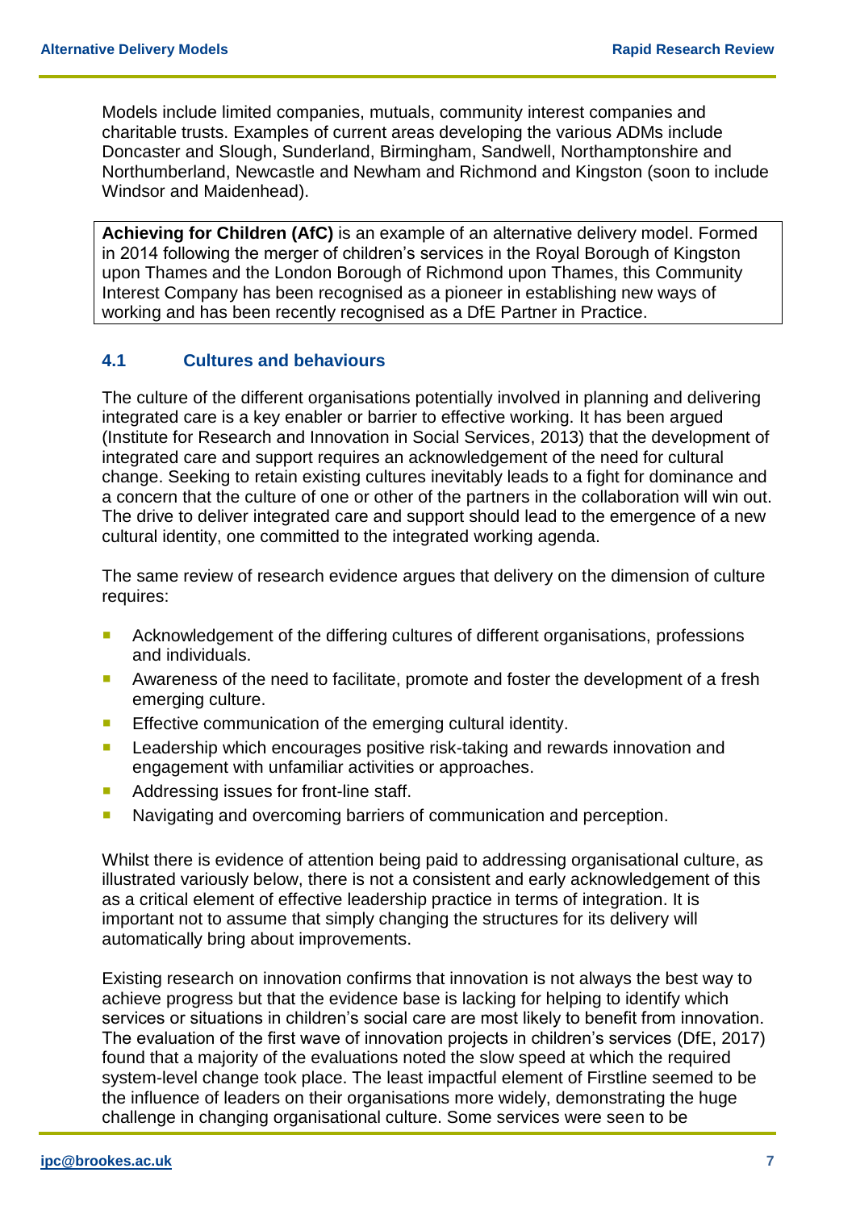Models include limited companies, mutuals, community interest companies and charitable trusts. Examples of current areas developing the various ADMs include Doncaster and Slough, Sunderland, Birmingham, Sandwell, Northamptonshire and Northumberland, Newcastle and Newham and Richmond and Kingston (soon to include Windsor and Maidenhead).

> **Achieving for Children (AfC)** is an example of an alternative delivery model. Formed in 2014 following the merger of children's services in the Royal Borough of Kingston upon Thames and the London Borough of Richmond upon Thames, this Community Interest Company has been recognised as a pioneer in establishing new ways of working and has been recently recognised as a DfE Partner in Practice.

### 4.1 Cultures and behaviours

The culture of the different organisations potentially involved in planning and delivering integrated care is a key enabler or barrier to effective working. It has been argued (Institute for Research and Innovation in Social Services, 2013) that the development of integrated care and support requires an acknowledgement of the need for cultural change. Seeking to retain existing cultures inevitably leads to a fight for dominance and a concern that the culture of one or other of the partners in the collaboration will win out. The drive to deliver integrated care and support should lead to the emergence of a new cultural identity, one committed to the integrated working agenda.

The same review of research evidence argues that delivery on the dimension of culture requires:

- Acknowledgement of the differing cultures of different organisations, professions and individuals.
- Awareness of the need to facilitate, promote and foster the development of a fresh emerging culture.
- Effective communication of the emerging cultural identity.
- Leadership which encourages positive risk-taking and rewards innovation and engagement with unfamiliar activities or approaches.
- Addressing issues for front-line staff.
- Navigating and overcoming barriers of communication and perception.

Whilst there is evidence of attention being paid to addressing organisational culture, as illustrated variously below, there is not a consistent and early acknowledgement of this as a critical element of effective leadership practice in terms of integration. It is important not to assume that simply changing the structures for its delivery will automatically bring about improvements.

Existing research on innovation confirms that innovation is not always the best way to achieve progress but that the evidence base is lacking for helping to identify which services or situations in children's social care are most likely to benefit from innovation. The evaluation of the first wave of innovation projects in children's services (DfE, 2017) found that a majority of the evaluations noted the slow speed at which the required system-level change took place. The least impactful element of Firstline seemed to be the influence of leaders on their organisations more widely, demonstrating the huge challenge in changing organisational culture. Some services were seen to be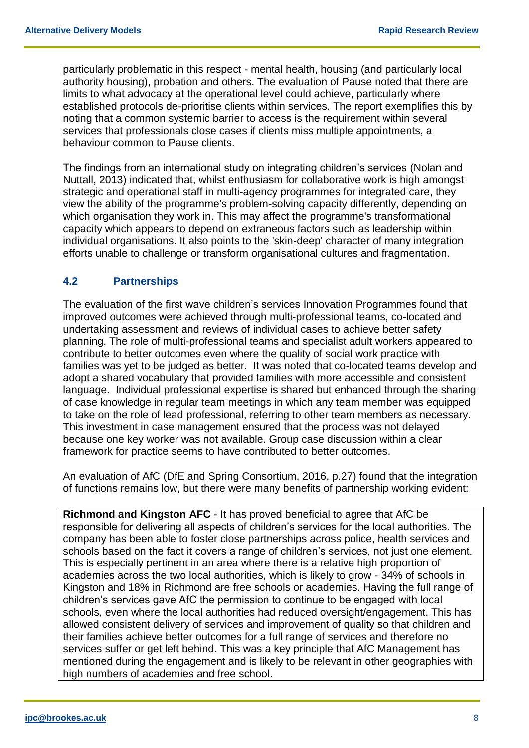particularly problematic in this respect - mental health, housing (and particularly local authority housing), probation and others. The evaluation of Pause noted that there are limits to what advocacy at the operational level could achieve, particularly where established protocols de-prioritise clients within services. The report exemplifies this by noting that a common systemic barrier to access is the requirement within several services that professionals close cases if clients miss multiple appointments, a behaviour common to Pause clients.

The findings from an international study on integrating children's services (Nolan and Nuttall, 2013) indicated that, whilst enthusiasm for collaborative work is high amongst strategic and operational staff in multi-agency programmes for integrated care, they view the ability of the programme's problem-solving capacity differently, depending on which organisation they work in. This may affect the programme's transformational capacity which appears to depend on extraneous factors such as leadership within individual organisations. It also points to the 'skin-deep' character of many integration efforts unable to challenge or transform organisational cultures and fragmentation.

### 4.2 Partnerships

The evaluation of the first wave children's services Innovation Programmes found that improved outcomes were achieved through multi-professional teams, co-located and undertaking assessment and reviews of individual cases to achieve better safety planning. The role of multi-professional teams and specialist adult workers appeared to contribute to better outcomes even where the quality of social work practice with families was yet to be judged as better. It was noted that co-located teams develop and adopt a shared vocabulary that provided families with more accessible and consistent language. Individual professional expertise is shared but enhanced through the sharing of case knowledge in regular team meetings in which any team member was equipped to take on the role of lead professional, referring to other team members as necessary. This investment in case management ensured that the process was not delayed because one key worker was not available. Group case discussion within a clear framework for practice seems to have contributed to better outcomes.

An evaluation of AfC (DfE and Spring Consortium, 2016, p.27) found that the integration of functions remains low, but there were many benefits of partnership working evident:

> **Richmond and Kingston AFC** - It has proved beneficial to agree that AfC be responsible for delivering all aspects of children's services for the local authorities. The company has been able to foster close partnerships across police, health services and schools based on the fact it covers a range of children's services, not just one element. This is especially pertinent in an area where there is a relative high proportion of academies across the two local authorities, which is likely to grow - 34% of schools in Kingston and 18% in Richmond are free schools or academies. Having the full range of children's services gave AfC the permission to continue to be engaged with local schools, even where the local authorities had reduced oversight/engagement. This has allowed consistent delivery of services and improvement of quality so that children and their families achieve better outcomes for a full range of services and therefore no services suffer or get left behind. This was a key principle that AfC Management has mentioned during the engagement and is likely to be relevant in other geographies with high numbers of academies and free school.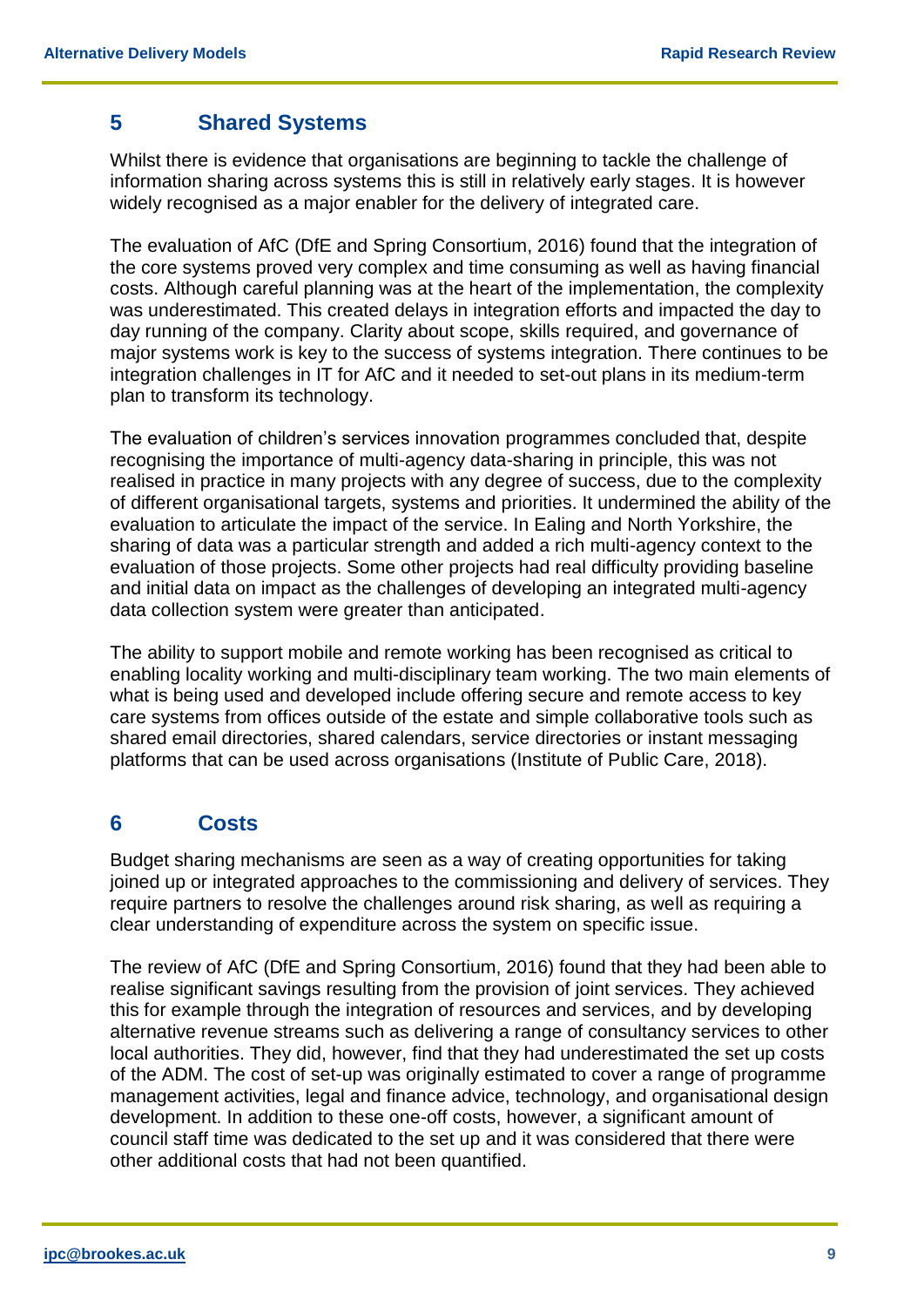## 5 Shared Systems

Whilst there is evidence that organisations are beginning to tackle the challenge of information sharing across systems this is still in relatively early stages. It is however widely recognised as a major enabler for the delivery of integrated care.

The evaluation of AfC (DfE and Spring Consortium, 2016) found that the integration of the core systems proved very complex and time consuming as well as having financial costs. Although careful planning was at the heart of the implementation, the complexity was underestimated. This created delays in integration efforts and impacted the day to day running of the company. Clarity about scope, skills required, and governance of major systems work is key to the success of systems integration. There continues to be integration challenges in IT for AfC and it needed to set-out plans in its medium-term plan to transform its technology.

The evaluation of children's services innovation programmes concluded that, despite recognising the importance of multi-agency data-sharing in principle, this was not realised in practice in many projects with any degree of success, due to the complexity of different organisational targets, systems and priorities. It undermined the ability of the evaluation to articulate the impact of the service. In Ealing and North Yorkshire, the sharing of data was a particular strength and added a rich multi-agency context to the evaluation of those projects. Some other projects had real difficulty providing baseline and initial data on impact as the challenges of developing an integrated multi-agency data collection system were greater than anticipated.

The ability to support mobile and remote working has been recognised as critical to enabling locality working and multi-disciplinary team working. The two main elements of what is being used and developed include offering secure and remote access to key care systems from offices outside of the estate and simple collaborative tools such as shared email directories, shared calendars, service directories or instant messaging platforms that can be used across organisations (Institute of Public Care, 2018).

## 6 Costs

Budget sharing mechanisms are seen as a way of creating opportunities for taking joined up or integrated approaches to the commissioning and delivery of services. They require partners to resolve the challenges around risk sharing, as well as requiring a clear understanding of expenditure across the system on specific issue.

The review of AfC (DfE and Spring Consortium, 2016) found that they had been able to realise significant savings resulting from the provision of joint services. They achieved this for example through the integration of resources and services, and by developing alternative revenue streams such as delivering a range of consultancy services to other local authorities. They did, however, find that they had underestimated the set up costs of the ADM. The cost of set-up was originally estimated to cover a range of programme management activities, legal and finance advice, technology, and organisational design development. In addition to these one-off costs, however, a significant amount of council staff time was dedicated to the set up and it was considered that there were other additional costs that had not been quantified.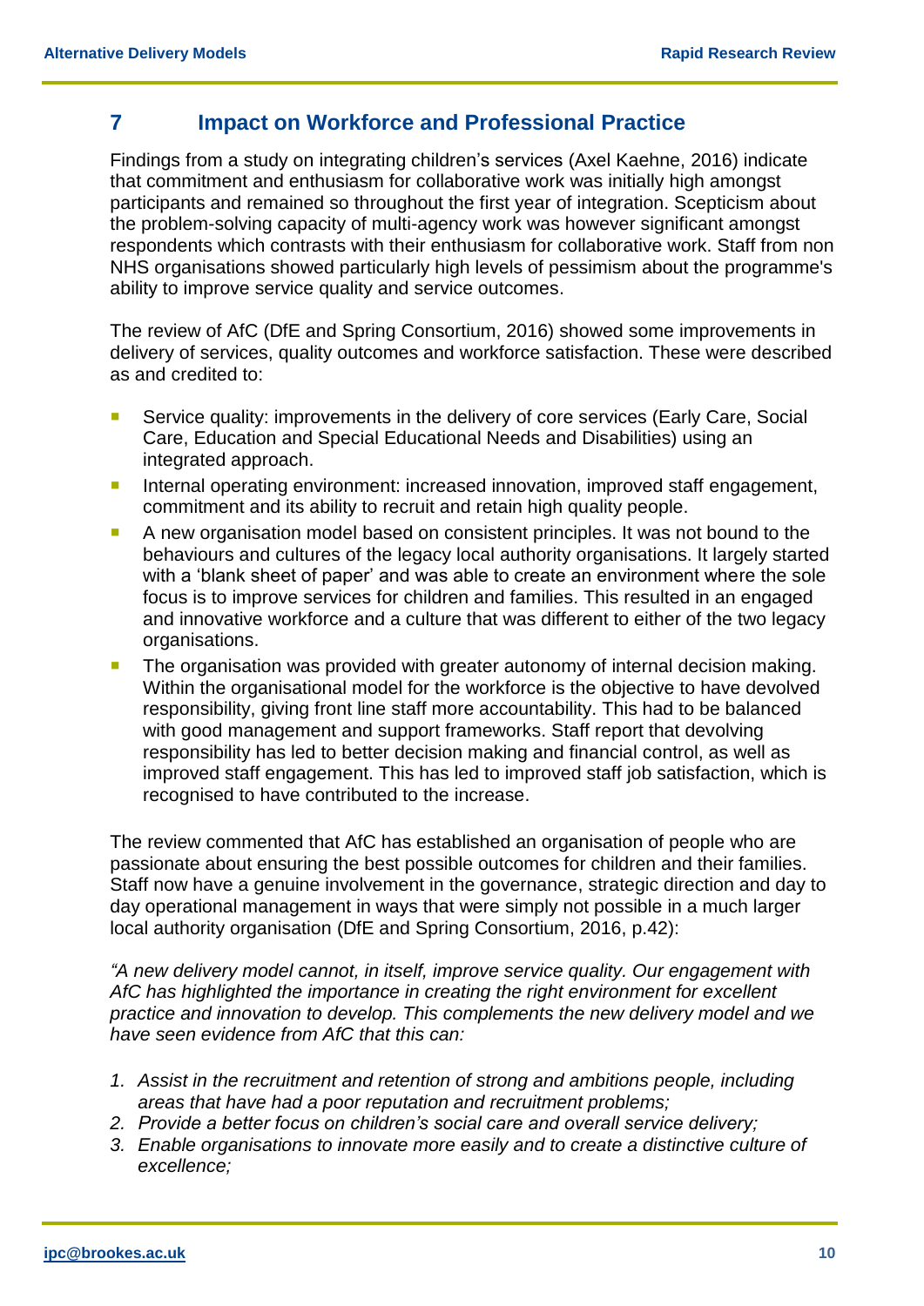## 7 Impact on Workforce and Professional Practice

Findings from a study on integrating children's services (Axel Kaehne, 2016) indicate that commitment and enthusiasm for collaborative work was initially high amongst participants and remained so throughout the first year of integration. Scepticism about the problem-solving capacity of multi-agency work was however significant amongst respondents which contrasts with their enthusiasm for collaborative work. Staff from non NHS organisations showed particularly high levels of pessimism about the programme's ability to improve service quality and service outcomes.

The review of AfC (DfE and Spring Consortium, 2016) showed some improvements in delivery of services, quality outcomes and workforce satisfaction. These were described as and credited to:

- Service quality: improvements in the delivery of core services (Early Care, Social Care, Education and Special Educational Needs and Disabilities) using an integrated approach.
- Internal operating environment: increased innovation, improved staff engagement, commitment and its ability to recruit and retain high quality people.
- A new organisation model based on consistent principles. It was not bound to the behaviours and cultures of the legacy local authority organisations. It largely started with a 'blank sheet of paper' and was able to create an environment where the sole focus is to improve services for children and families. This resulted in an engaged and innovative workforce and a culture that was different to either of the two legacy organisations.
- The organisation was provided with greater autonomy of internal decision making. Within the organisational model for the workforce is the objective to have devolved responsibility, giving front line staff more accountability. This had to be balanced with good management and support frameworks. Staff report that devolving responsibility has led to better decision making and financial control, as well as improved staff engagement. This has led to improved staff job satisfaction, which is recognised to have contributed to the increase.

The review commented that AfC has established an organisation of people who are passionate about ensuring the best possible outcomes for children and their families. Staff now have a genuine involvement in the governance, strategic direction and day to day operational management in ways that were simply not possible in a much larger local authority organisation (DfE and Spring Consortium, 2016, p.42):

*"A new delivery model cannot, in itself, improve service quality. Our engagement with AfC has highlighted the importance in creating the right environment for excellent practice and innovation to develop. This complements the new delivery model and we have seen evidence from AfC that this can:*

1. *Assist in the recruitment and retention of strong and ambitions people, including areas that have had a poor reputation and recruitment problems;*
2. *Provide a better focus on children's social care and overall service delivery;*
3. *Enable organisations to innovate more easily and to create a distinctive culture of excellence;*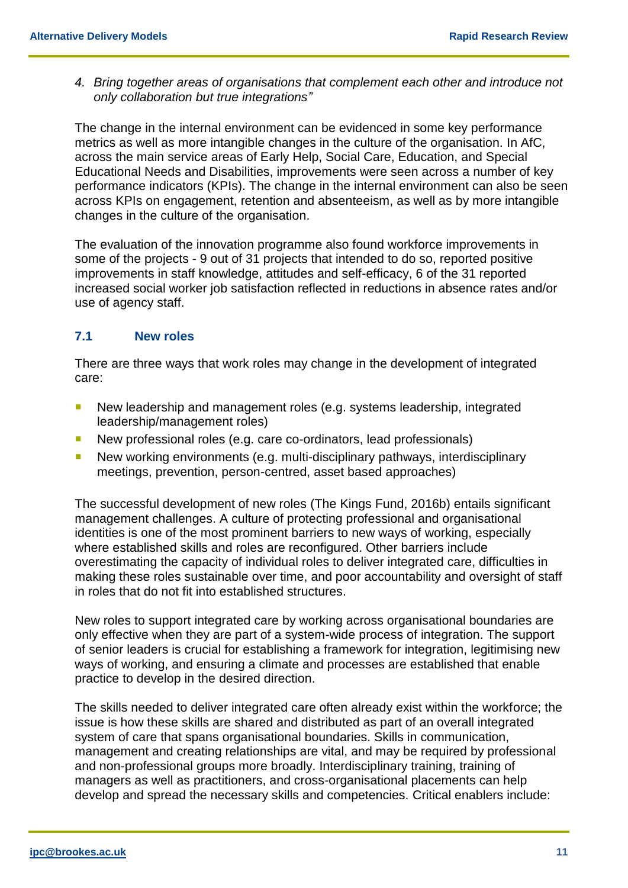*4. Bring together areas of organisations that complement each other and introduce not only collaboration but true integrations"*

The change in the internal environment can be evidenced in some key performance metrics as well as more intangible changes in the culture of the organisation. In AfC, across the main service areas of Early Help, Social Care, Education, and Special Educational Needs and Disabilities, improvements were seen across a number of key performance indicators (KPIs). The change in the internal environment can also be seen across KPIs on engagement, retention and absenteeism, as well as by more intangible changes in the culture of the organisation.

The evaluation of the innovation programme also found workforce improvements in some of the projects - 9 out of 31 projects that intended to do so, reported positive improvements in staff knowledge, attitudes and self-efficacy, 6 of the 31 reported increased social worker job satisfaction reflected in reductions in absence rates and/or use of agency staff.

### 7.1 New roles

There are three ways that work roles may change in the development of integrated care:

- New leadership and management roles (e.g. systems leadership, integrated leadership/management roles)
- New professional roles (e.g. care co-ordinators, lead professionals)
- New working environments (e.g. multi-disciplinary pathways, interdisciplinary meetings, prevention, person-centred, asset based approaches)

The successful development of new roles (The Kings Fund, 2016b) entails significant management challenges. A culture of protecting professional and organisational identities is one of the most prominent barriers to new ways of working, especially where established skills and roles are reconfigured. Other barriers include overestimating the capacity of individual roles to deliver integrated care, difficulties in making these roles sustainable over time, and poor accountability and oversight of staff in roles that do not fit into established structures.

New roles to support integrated care by working across organisational boundaries are only effective when they are part of a system-wide process of integration. The support of senior leaders is crucial for establishing a framework for integration, legitimising new ways of working, and ensuring a climate and processes are established that enable practice to develop in the desired direction.

The skills needed to deliver integrated care often already exist within the workforce; the issue is how these skills are shared and distributed as part of an overall integrated system of care that spans organisational boundaries. Skills in communication, management and creating relationships are vital, and may be required by professional and non-professional groups more broadly. Interdisciplinary training, training of managers as well as practitioners, and cross-organisational placements can help develop and spread the necessary skills and competencies. Critical enablers include: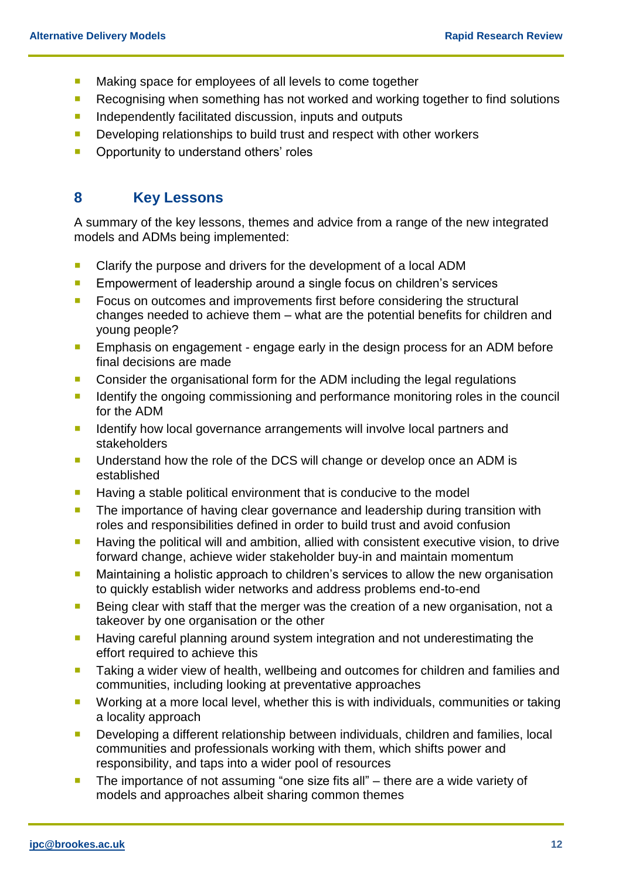- Making space for employees of all levels to come together
- Recognising when something has not worked and working together to find solutions
- Independently facilitated discussion, inputs and outputs
- Developing relationships to build trust and respect with other workers
- Opportunity to understand others' roles

## 8 Key Lessons

A summary of the key lessons, themes and advice from a range of the new integrated models and ADMs being implemented:

- Clarify the purpose and drivers for the development of a local ADM
- Empowerment of leadership around a single focus on children's services
- Focus on outcomes and improvements first before considering the structural changes needed to achieve them – what are the potential benefits for children and young people?
- Emphasis on engagement - engage early in the design process for an ADM before final decisions are made
- Consider the organisational form for the ADM including the legal regulations
- Identify the ongoing commissioning and performance monitoring roles in the council for the ADM
- Identify how local governance arrangements will involve local partners and stakeholders
- Understand how the role of the DCS will change or develop once an ADM is established
- Having a stable political environment that is conducive to the model
- The importance of having clear governance and leadership during transition with roles and responsibilities defined in order to build trust and avoid confusion
- Having the political will and ambition, allied with consistent executive vision, to drive forward change, achieve wider stakeholder buy-in and maintain momentum
- Maintaining a holistic approach to children's services to allow the new organisation to quickly establish wider networks and address problems end-to-end
- Being clear with staff that the merger was the creation of a new organisation, not a takeover by one organisation or the other
- Having careful planning around system integration and not underestimating the effort required to achieve this
- Taking a wider view of health, wellbeing and outcomes for children and families and communities, including looking at preventative approaches
- Working at a more local level, whether this is with individuals, communities or taking a locality approach
- Developing a different relationship between individuals, children and families, local communities and professionals working with them, which shifts power and responsibility, and taps into a wider pool of resources
- The importance of not assuming "one size fits all" – there are a wide variety of models and approaches albeit sharing common themes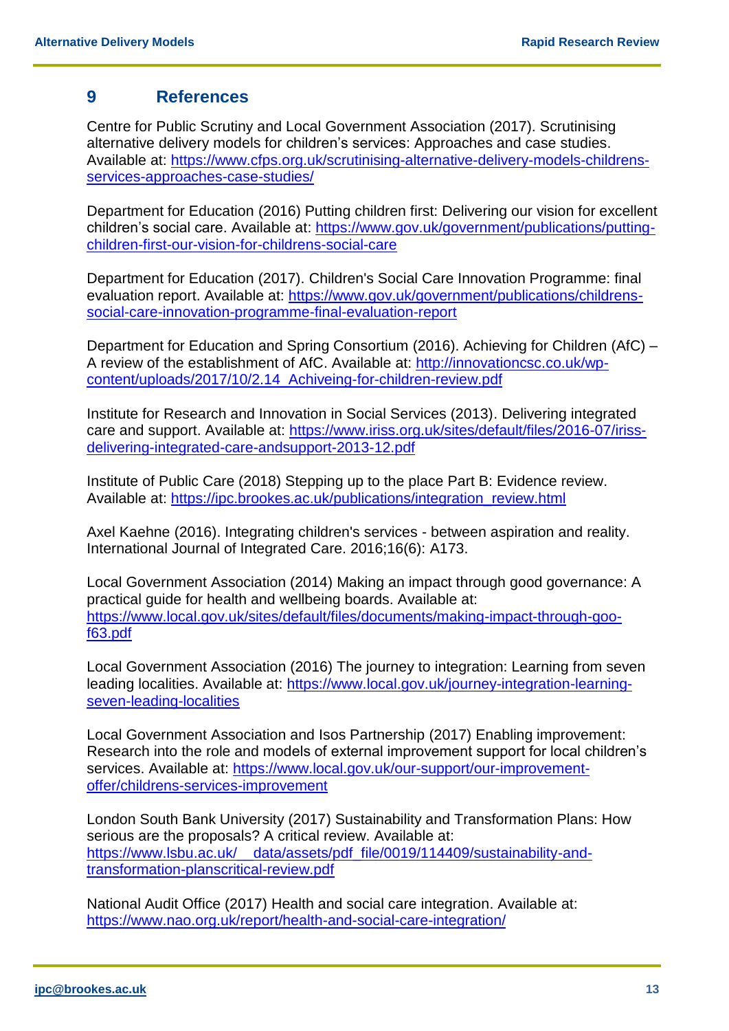## 9 References

Centre for Public Scrutiny and Local Government Association (2017). Scrutinising alternative delivery models for children's services: Approaches and case studies. Available at: https://www.cfps.org.uk/scrutinising-alternative-delivery-models-childrens-services-approaches-case-studies/

Department for Education (2016) Putting children first: Delivering our vision for excellent children's social care. Available at: https://www.gov.uk/government/publications/putting-children-first-our-vision-for-childrens-social-care

Department for Education (2017). Children's Social Care Innovation Programme: final evaluation report. Available at: https://www.gov.uk/government/publications/childrens-social-care-innovation-programme-final-evaluation-report

Department for Education and Spring Consortium (2016). Achieving for Children (AfC) – A review of the establishment of AfC. Available at: http://innovationcsc.co.uk/wp-content/uploads/2017/10/2.14_Achiveing-for-children-review.pdf

Institute for Research and Innovation in Social Services (2013). Delivering integrated care and support. Available at: https://www.iriss.org.uk/sites/default/files/2016-07/iriss-delivering-integrated-care-andsupport-2013-12.pdf

Institute of Public Care (2018) Stepping up to the place Part B: Evidence review. Available at: https://ipc.brookes.ac.uk/publications/integration_review.html

Axel Kaehne (2016). Integrating children's services - between aspiration and reality. International Journal of Integrated Care. 2016;16(6): A173.

Local Government Association (2014) Making an impact through good governance: A practical guide for health and wellbeing boards. Available at: https://www.local.gov.uk/sites/default/files/documents/making-impact-through-goo-f63.pdf

Local Government Association (2016) The journey to integration: Learning from seven leading localities. Available at: https://www.local.gov.uk/journey-integration-learning-seven-leading-localities

Local Government Association and Isos Partnership (2017) Enabling improvement: Research into the role and models of external improvement support for local children's services. Available at: https://www.local.gov.uk/our-support/our-improvement-offer/childrens-services-improvement

London South Bank University (2017) Sustainability and Transformation Plans: How serious are the proposals? A critical review. Available at: https://www.lsbu.ac.uk/__data/assets/pdf_file/0019/114409/sustainability-and-transformation-planscritical-review.pdf

National Audit Office (2017) Health and social care integration. Available at: https://www.nao.org.uk/report/health-and-social-care-integration/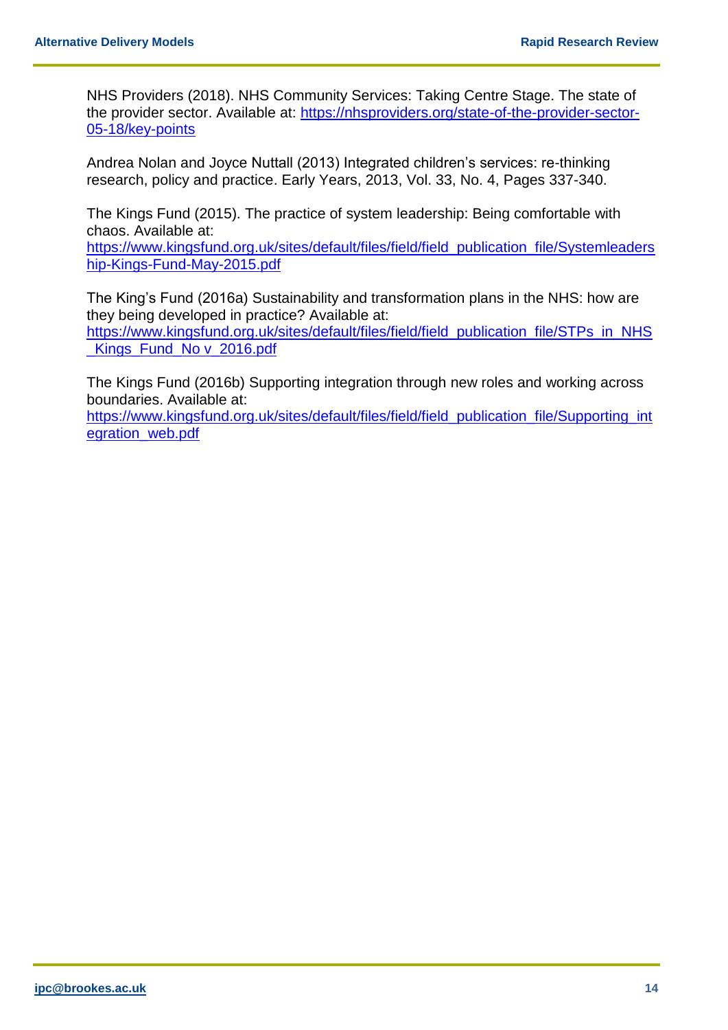NHS Providers (2018). NHS Community Services: Taking Centre Stage. The state of the provider sector. Available at: https://nhsproviders.org/state-of-the-provider-sector-05-18/key-points

Andrea Nolan and Joyce Nuttall (2013) Integrated children's services: re-thinking research, policy and practice. Early Years, 2013, Vol. 33, No. 4, Pages 337-340.

The Kings Fund (2015). The practice of system leadership: Being comfortable with chaos. Available at: https://www.kingsfund.org.uk/sites/default/files/field/field_publication_file/Systemleadership-Kings-Fund-May-2015.pdf

The King's Fund (2016a) Sustainability and transformation plans in the NHS: how are they being developed in practice? Available at: https://www.kingsfund.org.uk/sites/default/files/field/field_publication_file/STPs_in_NHS_Kings_Fund_Nov_2016.pdf

The Kings Fund (2016b) Supporting integration through new roles and working across boundaries. Available at: https://www.kingsfund.org.uk/sites/default/files/field/field_publication_file/Supporting_integration_web.pdf